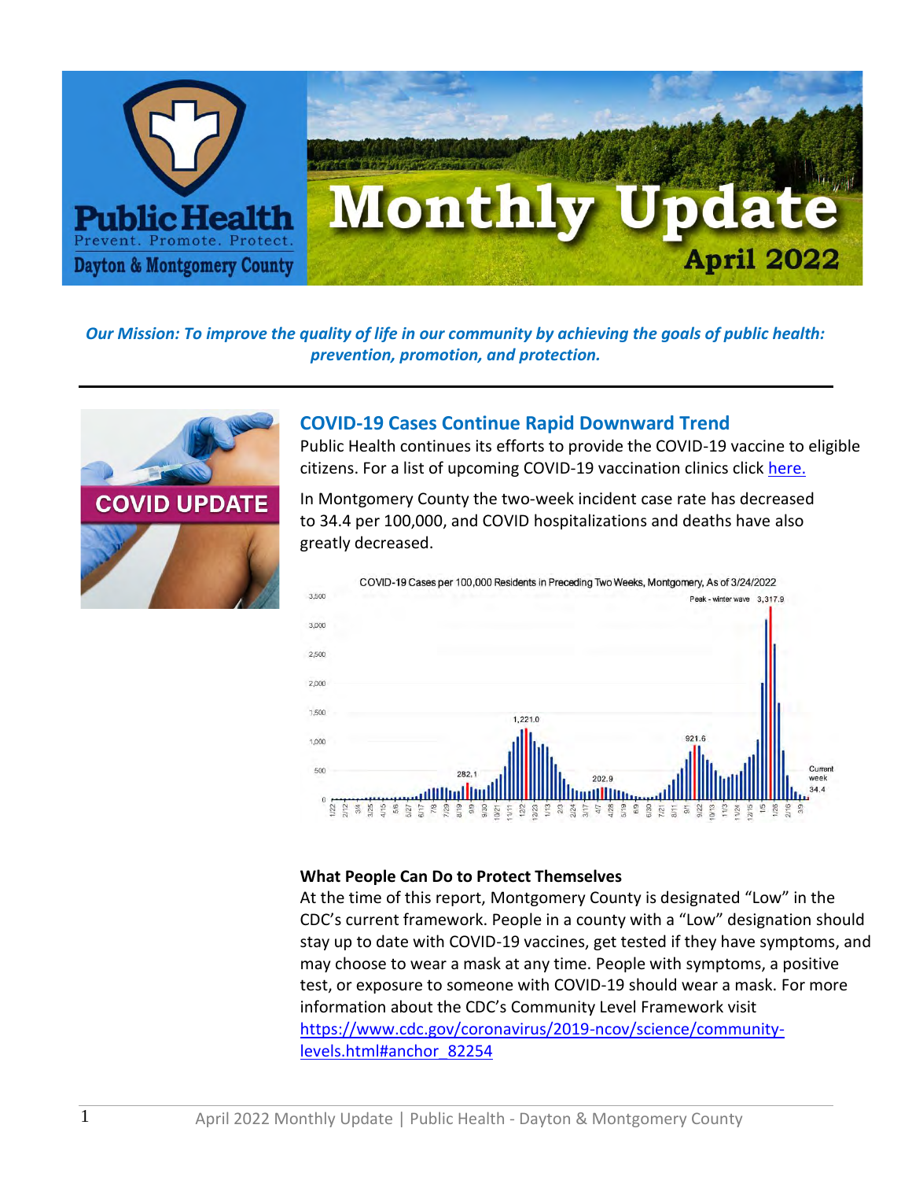# Monthly Update

## April 2022

Public Health
Prevent. Promote. Protect.
Dayton & Montgomery County

*Our Mission: To improve the quality of life in our community by achieving the goals of public health: prevention, promotion, and protection.*

---

COVID UPDATE

## COVID-19 Cases Continue Rapid Downward Trend

Public Health continues its efforts to provide the COVID-19 vaccine to eligible citizens. For a list of upcoming COVID-19 vaccination clinics click here.

In Montgomery County the two-week incident case rate has decreased to 34.4 per 100,000, and COVID hospitalizations and deaths have also greatly decreased.

COVID-19 Cases per 100,000 Residents in Preceding Two Weeks, Montgomery, As of 3/24/2022

Peak - winter wave 3,317.9

1,221.0

921.6

282.1

202.9

Current week 34.4

3,500
3,000
2,500
2,000
1,500
1,000
500
0

1/22 2/12 3/4 3/25 4/15 5/6 5/27 6/17 7/8 7/29 8/19 9/9 9/30 10/21 11/11 12/2 12/23 1/13 2/3 2/24 3/17 4/7 4/28 5/19 6/9 6/30 7/21 8/11 9/1 9/22 10/13 11/3 11/24 12/15 1/5 1/26 2/16 3/9

### What People Can Do to Protect Themselves

At the time of this report, Montgomery County is designated "Low" in the CDC's current framework. People in a county with a "Low" designation should stay up to date with COVID-19 vaccines, get tested if they have symptoms, and may choose to wear a mask at any time. People with symptoms, a positive test, or exposure to someone with COVID-19 should wear a mask. For more information about the CDC's Community Level Framework visit https://www.cdc.gov/coronavirus/2019-ncov/science/community-levels.html#anchor_82254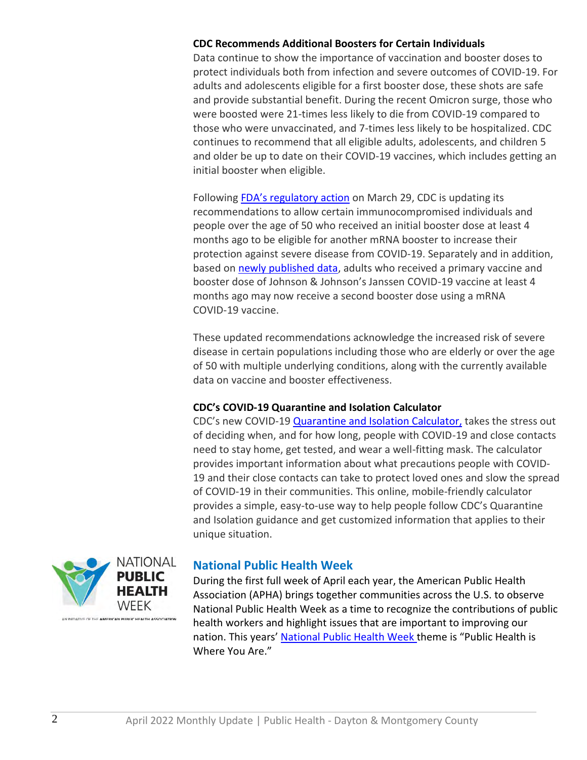### CDC Recommends Additional Boosters for Certain Individuals

Data continue to show the importance of vaccination and booster doses to protect individuals both from infection and severe outcomes of COVID-19. For adults and adolescents eligible for a first booster dose, these shots are safe and provide substantial benefit. During the recent Omicron surge, those who were boosted were 21-times less likely to die from COVID-19 compared to those who were unvaccinated, and 7-times less likely to be hospitalized. CDC continues to recommend that all eligible adults, adolescents, and children 5 and older be up to date on their COVID-19 vaccines, which includes getting an initial booster when eligible.

Following FDA's regulatory action on March 29, CDC is updating its recommendations to allow certain immunocompromised individuals and people over the age of 50 who received an initial booster dose at least 4 months ago to be eligible for another mRNA booster to increase their protection against severe disease from COVID-19. Separately and in addition, based on newly published data, adults who received a primary vaccine and booster dose of Johnson & Johnson's Janssen COVID-19 vaccine at least 4 months ago may now receive a second booster dose using a mRNA COVID-19 vaccine.

These updated recommendations acknowledge the increased risk of severe disease in certain populations including those who are elderly or over the age of 50 with multiple underlying conditions, along with the currently available data on vaccine and booster effectiveness.

### CDC's COVID-19 Quarantine and Isolation Calculator

CDC's new COVID-19 Quarantine and Isolation Calculator, takes the stress out of deciding when, and for how long, people with COVID-19 and close contacts need to stay home, get tested, and wear a well-fitting mask. The calculator provides important information about what precautions people with COVID-19 and their close contacts can take to protect loved ones and slow the spread of COVID-19 in their communities. This online, mobile-friendly calculator provides a simple, easy-to-use way to help people follow CDC's Quarantine and Isolation guidance and get customized information that applies to their unique situation.

NATIONAL PUBLIC HEALTH WEEK

AN INITIATIVE OF THE AMERICAN PUBLIC HEALTH ASSOCIATION

## National Public Health Week

During the first full week of April each year, the American Public Health Association (APHA) brings together communities across the U.S. to observe National Public Health Week as a time to recognize the contributions of public health workers and highlight issues that are important to improving our nation. This years' National Public Health Week theme is "Public Health is Where You Are."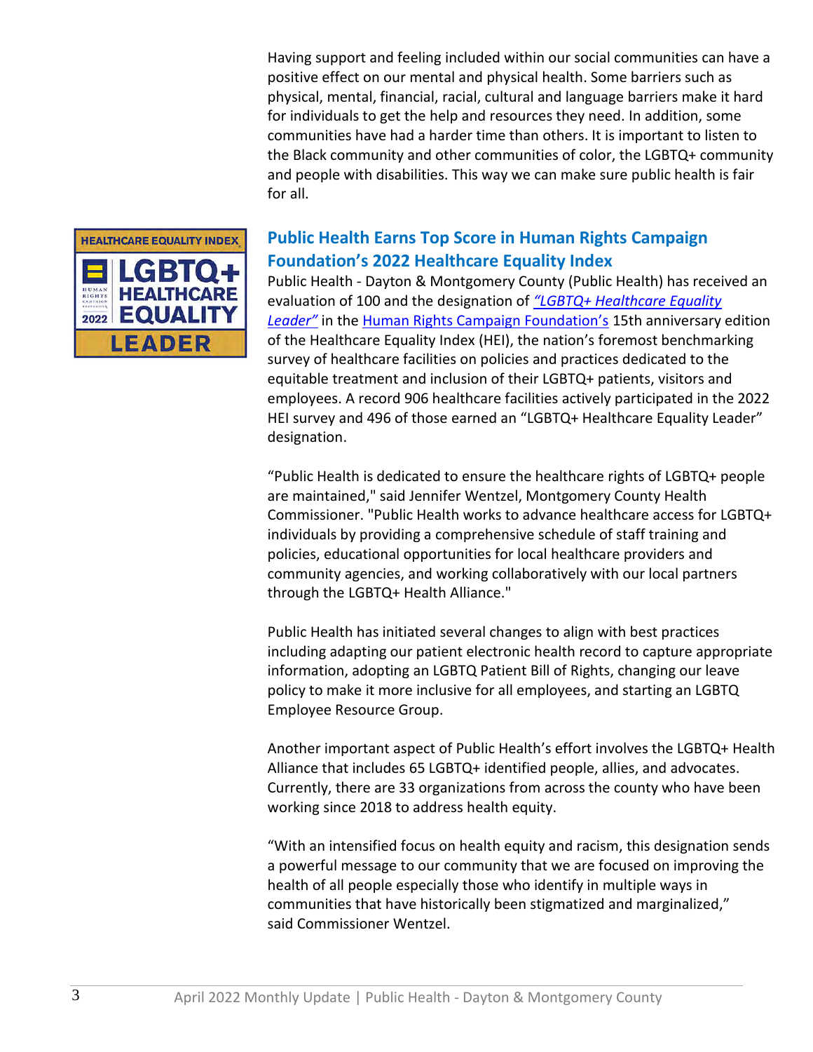Having support and feeling included within our social communities can have a positive effect on our mental and physical health. Some barriers such as physical, mental, financial, racial, cultural and language barriers make it hard for individuals to get the help and resources they need. In addition, some communities have had a harder time than others. It is important to listen to the Black community and other communities of color, the LGBTQ+ community and people with disabilities. This way we can make sure public health is fair for all.

## Public Health Earns Top Score in Human Rights Campaign Foundation's 2022 Healthcare Equality Index

Public Health - Dayton & Montgomery County (Public Health) has received an evaluation of 100 and the designation of *"LGBTQ+ Healthcare Equality Leader"* in the Human Rights Campaign Foundation's 15th anniversary edition of the Healthcare Equality Index (HEI), the nation's foremost benchmarking survey of healthcare facilities on policies and practices dedicated to the equitable treatment and inclusion of their LGBTQ+ patients, visitors and employees. A record 906 healthcare facilities actively participated in the 2022 HEI survey and 496 of those earned an "LGBTQ+ Healthcare Equality Leader" designation.

"Public Health is dedicated to ensure the healthcare rights of LGBTQ+ people are maintained," said Jennifer Wentzel, Montgomery County Health Commissioner. "Public Health works to advance healthcare access for LGBTQ+ individuals by providing a comprehensive schedule of staff training and policies, educational opportunities for local healthcare providers and community agencies, and working collaboratively with our local partners through the LGBTQ+ Health Alliance."

Public Health has initiated several changes to align with best practices including adapting our patient electronic health record to capture appropriate information, adopting an LGBTQ Patient Bill of Rights, changing our leave policy to make it more inclusive for all employees, and starting an LGBTQ Employee Resource Group.

Another important aspect of Public Health's effort involves the LGBTQ+ Health Alliance that includes 65 LGBTQ+ identified people, allies, and advocates. Currently, there are 33 organizations from across the county who have been working since 2018 to address health equity.

"With an intensified focus on health equity and racism, this designation sends a powerful message to our community that we are focused on improving the health of all people especially those who identify in multiple ways in communities that have historically been stigmatized and marginalized," said Commissioner Wentzel.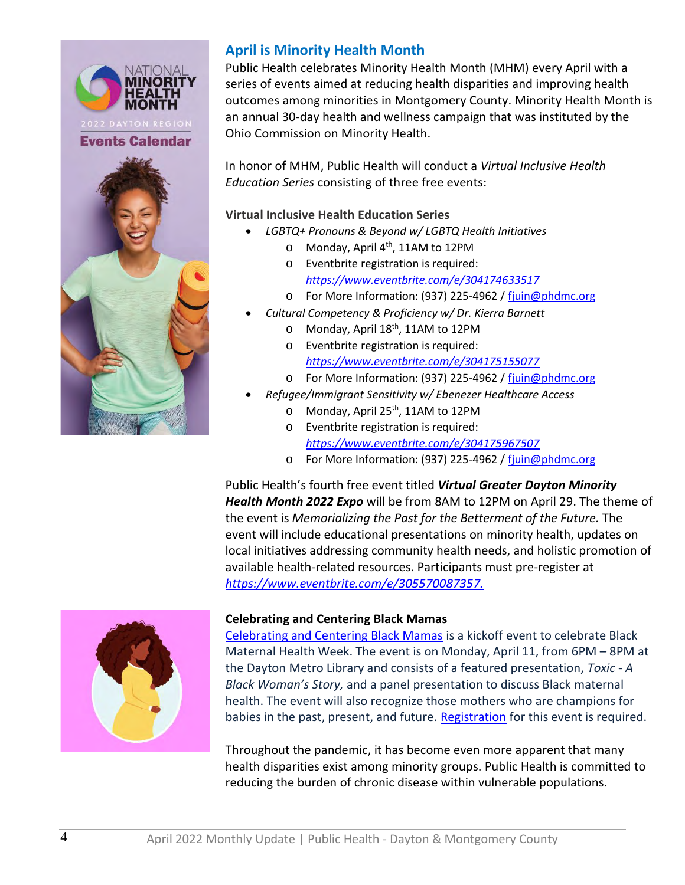## April is Minority Health Month

Public Health celebrates Minority Health Month (MHM) every April with a series of events aimed at reducing health disparities and improving health outcomes among minorities in Montgomery County. Minority Health Month is an annual 30-day health and wellness campaign that was instituted by the Ohio Commission on Minority Health.

In honor of MHM, Public Health will conduct a *Virtual Inclusive Health Education Series* consisting of three free events:

**Virtual Inclusive Health Education Series**

- *LGBTQ+ Pronouns & Beyond w/ LGBTQ Health Initiatives*
  - Monday, April 4th, 11AM to 12PM
  - Eventbrite registration is required: *https://www.eventbrite.com/e/304174633517*
  - For More Information: (937) 225-4962 / fjuin@phdmc.org
- *Cultural Competency & Proficiency w/ Dr. Kierra Barnett*
  - Monday, April 18th, 11AM to 12PM
  - Eventbrite registration is required: *https://www.eventbrite.com/e/304175155077*
  - For More Information: (937) 225-4962 / fjuin@phdmc.org
- *Refugee/Immigrant Sensitivity w/ Ebenezer Healthcare Access*
  - Monday, April 25th, 11AM to 12PM
  - Eventbrite registration is required: *https://www.eventbrite.com/e/304175967507*
  - For More Information: (937) 225-4962 / fjuin@phdmc.org

Public Health's fourth free event titled ***Virtual Greater Dayton Minority Health Month 2022 Expo*** will be from 8AM to 12PM on April 29. The theme of the event is *Memorializing the Past for the Betterment of the Future.* The event will include educational presentations on minority health, updates on local initiatives addressing community health needs, and holistic promotion of available health-related resources. Participants must pre-register at *https://www.eventbrite.com/e/305570087357.*

### Celebrating and Centering Black Mamas

Celebrating and Centering Black Mamas is a kickoff event to celebrate Black Maternal Health Week. The event is on Monday, April 11, from 6PM – 8PM at the Dayton Metro Library and consists of a featured presentation, *Toxic - A Black Woman's Story,* and a panel presentation to discuss Black maternal health. The event will also recognize those mothers who are champions for babies in the past, present, and future. Registration for this event is required.

Throughout the pandemic, it has become even more apparent that many health disparities exist among minority groups. Public Health is committed to reducing the burden of chronic disease within vulnerable populations.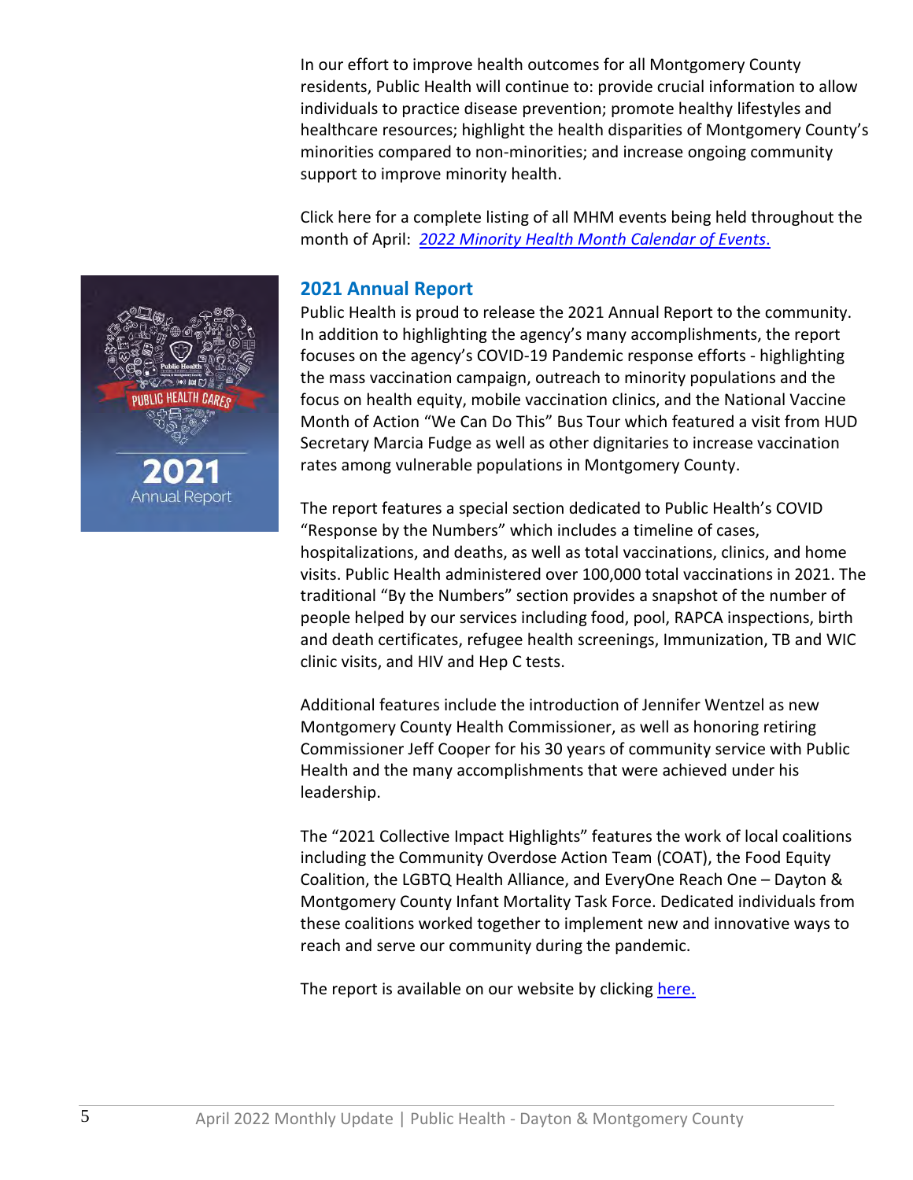In our effort to improve health outcomes for all Montgomery County residents, Public Health will continue to: provide crucial information to allow individuals to practice disease prevention; promote healthy lifestyles and healthcare resources; highlight the health disparities of Montgomery County's minorities compared to non-minorities; and increase ongoing community support to improve minority health.

Click here for a complete listing of all MHM events being held throughout the month of April: *2022 Minority Health Month Calendar of Events.*

## 2021 Annual Report

Public Health is proud to release the 2021 Annual Report to the community. In addition to highlighting the agency's many accomplishments, the report focuses on the agency's COVID-19 Pandemic response efforts - highlighting the mass vaccination campaign, outreach to minority populations and the focus on health equity, mobile vaccination clinics, and the National Vaccine Month of Action "We Can Do This" Bus Tour which featured a visit from HUD Secretary Marcia Fudge as well as other dignitaries to increase vaccination rates among vulnerable populations in Montgomery County.

The report features a special section dedicated to Public Health's COVID "Response by the Numbers" which includes a timeline of cases, hospitalizations, and deaths, as well as total vaccinations, clinics, and home visits. Public Health administered over 100,000 total vaccinations in 2021. The traditional "By the Numbers" section provides a snapshot of the number of people helped by our services including food, pool, RAPCA inspections, birth and death certificates, refugee health screenings, Immunization, TB and WIC clinic visits, and HIV and Hep C tests.

Additional features include the introduction of Jennifer Wentzel as new Montgomery County Health Commissioner, as well as honoring retiring Commissioner Jeff Cooper for his 30 years of community service with Public Health and the many accomplishments that were achieved under his leadership.

The "2021 Collective Impact Highlights" features the work of local coalitions including the Community Overdose Action Team (COAT), the Food Equity Coalition, the LGBTQ Health Alliance, and EveryOne Reach One – Dayton & Montgomery County Infant Mortality Task Force. Dedicated individuals from these coalitions worked together to implement new and innovative ways to reach and serve our community during the pandemic.

The report is available on our website by clicking here.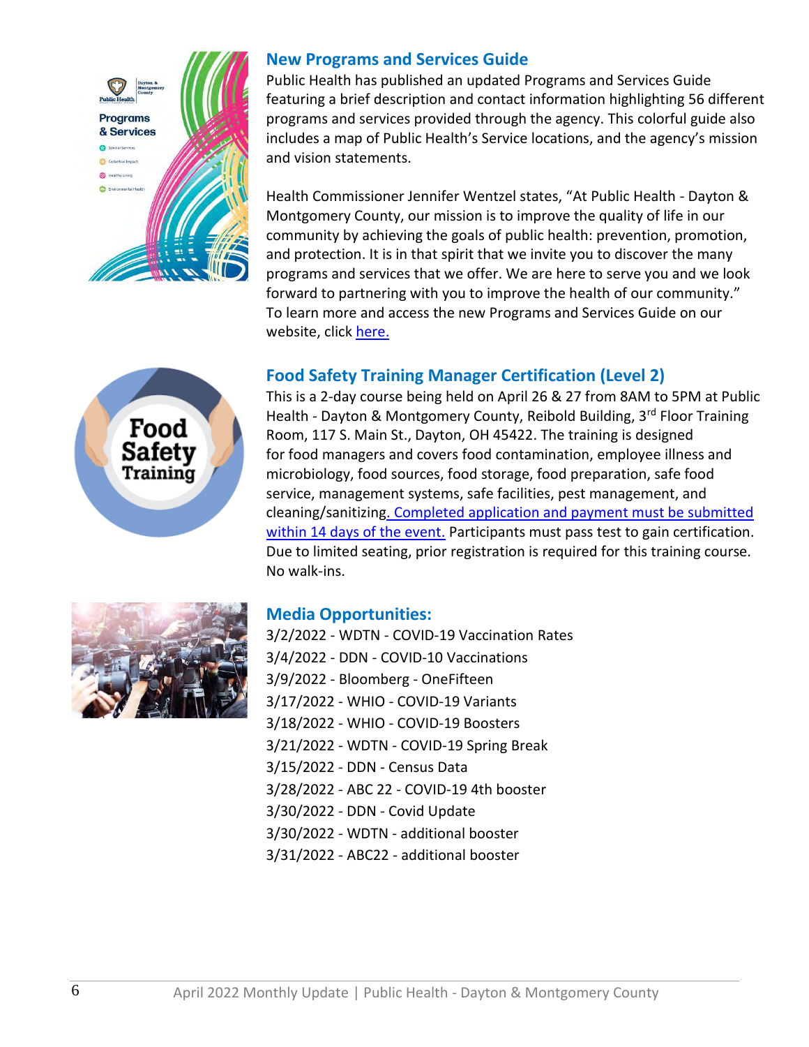## New Programs and Services Guide

Public Health has published an updated Programs and Services Guide featuring a brief description and contact information highlighting 56 different programs and services provided through the agency. This colorful guide also includes a map of Public Health's Service locations, and the agency's mission and vision statements.

Health Commissioner Jennifer Wentzel states, "At Public Health - Dayton & Montgomery County, our mission is to improve the quality of life in our community by achieving the goals of public health: prevention, promotion, and protection. It is in that spirit that we invite you to discover the many programs and services that we offer. We are here to serve you and we look forward to partnering with you to improve the health of our community." To learn more and access the new Programs and Services Guide on our website, click here.

## Food Safety Training Manager Certification (Level 2)

This is a 2-day course being held on April 26 & 27 from 8AM to 5PM at Public Health - Dayton & Montgomery County, Reibold Building, 3rd Floor Training Room, 117 S. Main St., Dayton, OH 45422. The training is designed for food managers and covers food contamination, employee illness and microbiology, food sources, food storage, food preparation, safe food service, management systems, safe facilities, pest management, and cleaning/sanitizing. Completed application and payment must be submitted within 14 days of the event. Participants must pass test to gain certification. Due to limited seating, prior registration is required for this training course. No walk-ins.

## Media Opportunities:

3/2/2022 - WDTN - COVID-19 Vaccination Rates
3/4/2022 - DDN - COVID-10 Vaccinations
3/9/2022 - Bloomberg - OneFifteen
3/17/2022 - WHIO - COVID-19 Variants
3/18/2022 - WHIO - COVID-19 Boosters
3/21/2022 - WDTN - COVID-19 Spring Break
3/15/2022 - DDN - Census Data
3/28/2022 - ABC 22 - COVID-19 4th booster
3/30/2022 - DDN - Covid Update
3/30/2022 - WDTN - additional booster
3/31/2022 - ABC22 - additional booster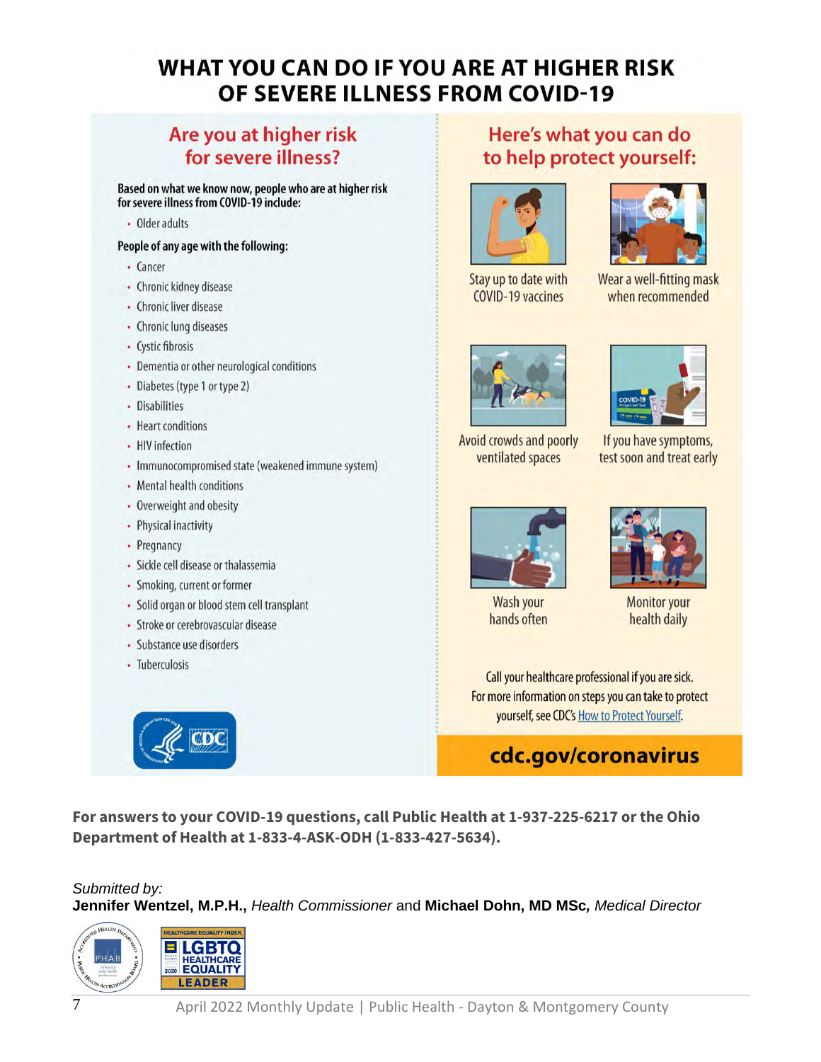# WHAT YOU CAN DO IF YOU ARE AT HIGHER RISK OF SEVERE ILLNESS FROM COVID-19

## Are you at higher risk for severe illness?

**Based on what we know now, people who are at higher risk for severe illness from COVID-19 include:**

- Older adults

**People of any age with the following:**

- Cancer
- Chronic kidney disease
- Chronic liver disease
- Chronic lung diseases
- Cystic fibrosis
- Dementia or other neurological conditions
- Diabetes (type 1 or type 2)
- Disabilities
- Heart conditions
- HIV infection
- Immunocompromised state (weakened immune system)
- Mental health conditions
- Overweight and obesity
- Physical inactivity
- Pregnancy
- Sickle cell disease or thalassemia
- Smoking, current or former
- Solid organ or blood stem cell transplant
- Stroke or cerebrovascular disease
- Substance use disorders
- Tuberculosis

## Here's what you can do to help protect yourself:

- Stay up to date with COVID-19 vaccines
- Wear a well-fitting mask when recommended
- Avoid crowds and poorly ventilated spaces
- If you have symptoms, test soon and treat early
- Wash your hands often
- Monitor your health daily

Call your healthcare professional if you are sick. For more information on steps you can take to protect yourself, see CDC's How to Protect Yourself.

**cdc.gov/coronavirus**

**For answers to your COVID-19 questions, call Public Health at 1-937-225-6217 or the Ohio Department of Health at 1-833-4-ASK-ODH (1-833-427-5634).**

*Submitted by:*
**Jennifer Wentzel, M.P.H.,** *Health Commissioner* and **Michael Dohn, MD MSc,** *Medical Director*

HEALTHCARE EQUALITY INDEX 2020 LGBTQ HEALTHCARE EQUALITY LEADER